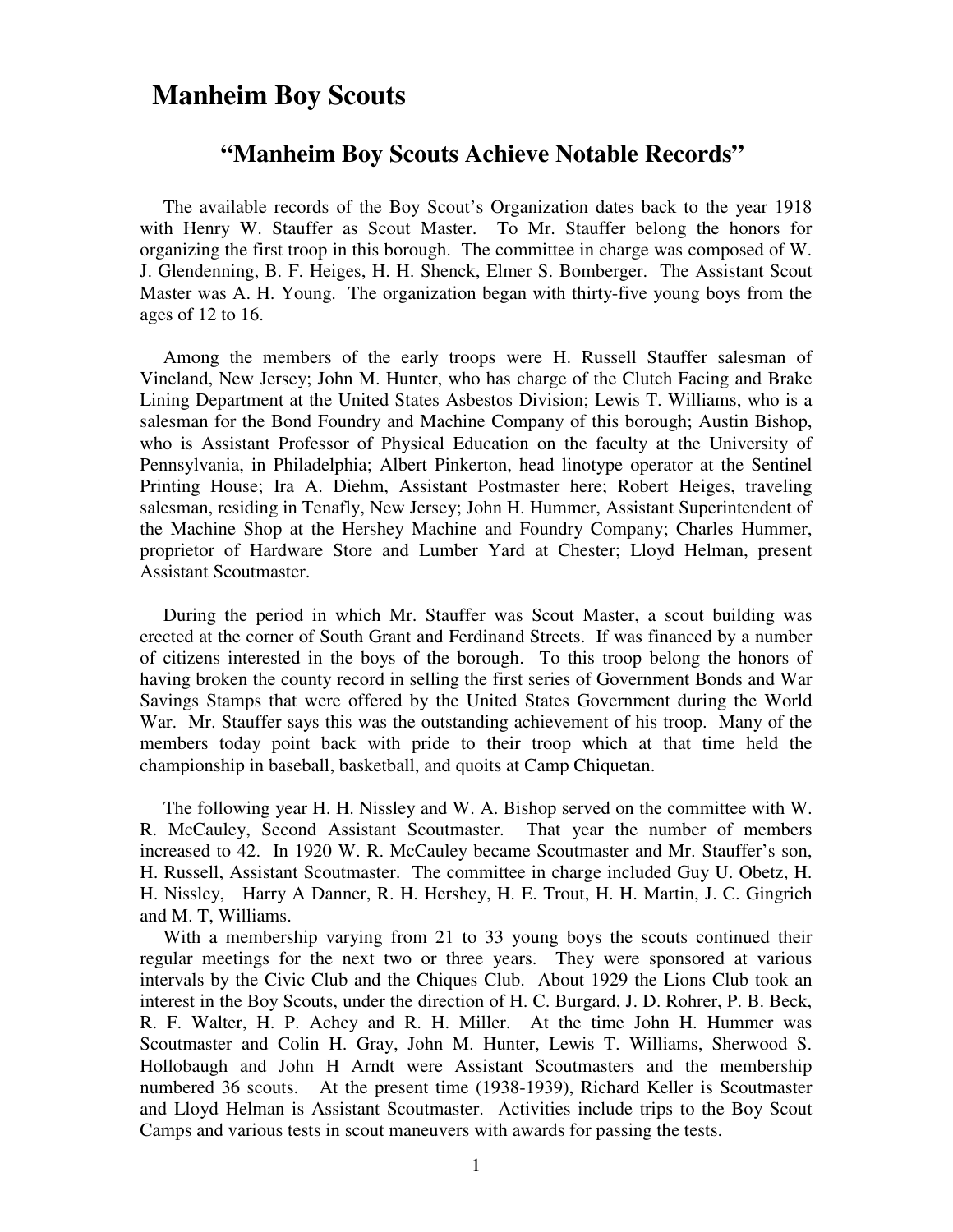# Manheim Boy Scouts

## "Manheim Boy Scouts Achieve Notable Records"

The available records of the Boy Scout's Organization dates back to the year 1918 with Henry W. Stauffer as Scout Master. To Mr. Stauffer belong the honors for organizing the first troop in this borough. The committee in charge was composed of W. J. Glendenning, B. F. Heiges, H. H. Shenck, Elmer S. Bomberger. The Assistant Scout Master was A. H. Young. The organization began with thirty-five young boys from the ages of 12 to 16.

Among the members of the early troops were H. Russell Stauffer salesman of Vineland, New Jersey; John M. Hunter, who has charge of the Clutch Facing and Brake Lining Department at the United States Asbestos Division; Lewis T. Williams, who is a salesman for the Bond Foundry and Machine Company of this borough; Austin Bishop, who is Assistant Professor of Physical Education on the faculty at the University of Pennsylvania, in Philadelphia; Albert Pinkerton, head linotype operator at the Sentinel Printing House; Ira A. Diehm, Assistant Postmaster here; Robert Heiges, traveling salesman, residing in Tenafly, New Jersey; John H. Hummer, Assistant Superintendent of the Machine Shop at the Hershey Machine and Foundry Company; Charles Hummer, proprietor of Hardware Store and Lumber Yard at Chester; Lloyd Helman, present Assistant Scoutmaster.

During the period in which Mr. Stauffer was Scout Master, a scout building was erected at the corner of South Grant and Ferdinand Streets. If was financed by a number of citizens interested in the boys of the borough. To this troop belong the honors of having broken the county record in selling the first series of Government Bonds and War Savings Stamps that were offered by the United States Government during the World War. Mr. Stauffer says this was the outstanding achievement of his troop. Many of the members today point back with pride to their troop which at that time held the championship in baseball, basketball, and quoits at Camp Chiquetan.

The following year H. H. Nissley and W. A. Bishop served on the committee with W. R. McCauley, Second Assistant Scoutmaster. That year the number of members increased to 42. In 1920 W. R. McCauley became Scoutmaster and Mr. Stauffer's son, H. Russell, Assistant Scoutmaster. The committee in charge included Guy U. Obetz, H. H. Nissley, Harry A Danner, R. H. Hershey, H. E. Trout, H. H. Martin, J. C. Gingrich and M. T, Williams.

With a membership varying from 21 to 33 young boys the scouts continued their regular meetings for the next two or three years. They were sponsored at various intervals by the Civic Club and the Chiques Club. About 1929 the Lions Club took an interest in the Boy Scouts, under the direction of H. C. Burgard, J. D. Rohrer, P. B. Beck, R. F. Walter, H. P. Achey and R. H. Miller. At the time John H. Hummer was Scoutmaster and Colin H. Gray, John M. Hunter, Lewis T. Williams, Sherwood S. Hollobaugh and John H Arndt were Assistant Scoutmasters and the membership numbered 36 scouts. At the present time (1938-1939), Richard Keller is Scoutmaster and Lloyd Helman is Assistant Scoutmaster. Activities include trips to the Boy Scout Camps and various tests in scout maneuvers with awards for passing the tests.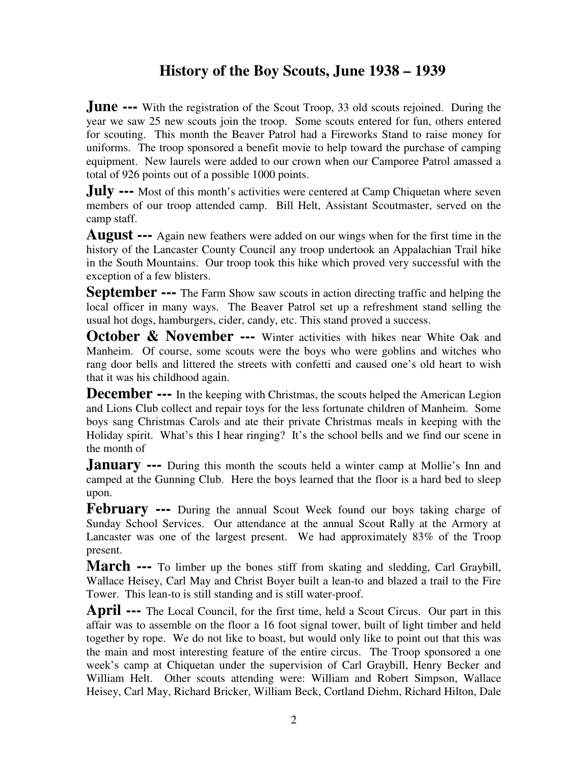# History of the Boy Scouts, June 1938 – 1939

**June ---** With the registration of the Scout Troop, 33 old scouts rejoined. During the year we saw 25 new scouts join the troop. Some scouts entered for fun, others entered for scouting. This month the Beaver Patrol had a Fireworks Stand to raise money for uniforms. The troop sponsored a benefit movie to help toward the purchase of camping equipment. New laurels were added to our crown when our Camporee Patrol amassed a total of 926 points out of a possible 1000 points.

**July ---** Most of this month's activities were centered at Camp Chiquetan where seven members of our troop attended camp. Bill Helt, Assistant Scoutmaster, served on the camp staff.

**August ---** Again new feathers were added on our wings when for the first time in the history of the Lancaster County Council any troop undertook an Appalachian Trail hike in the South Mountains. Our troop took this hike which proved very successful with the exception of a few blisters.

**September ---** The Farm Show saw scouts in action directing traffic and helping the local officer in many ways. The Beaver Patrol set up a refreshment stand selling the usual hot dogs, hamburgers, cider, candy, etc. This stand proved a success.

**October & November ---** Winter activities with hikes near White Oak and Manheim. Of course, some scouts were the boys who were goblins and witches who rang door bells and littered the streets with confetti and caused one's old heart to wish that it was his childhood again.

**December ---** In the keeping with Christmas, the scouts helped the American Legion and Lions Club collect and repair toys for the less fortunate children of Manheim. Some boys sang Christmas Carols and ate their private Christmas meals in keeping with the Holiday spirit. What's this I hear ringing? It's the school bells and we find our scene in the month of

**January ---** During this month the scouts held a winter camp at Mollie's Inn and camped at the Gunning Club. Here the boys learned that the floor is a hard bed to sleep upon.

**February ---** During the annual Scout Week found our boys taking charge of Sunday School Services. Our attendance at the annual Scout Rally at the Armory at Lancaster was one of the largest present. We had approximately 83% of the Troop present.

**March ---** To limber up the bones stiff from skating and sledding, Carl Graybill, Wallace Heisey, Carl May and Christ Boyer built a lean-to and blazed a trail to the Fire Tower. This lean-to is still standing and is still water-proof.

**April ---** The Local Council, for the first time, held a Scout Circus. Our part in this affair was to assemble on the floor a 16 foot signal tower, built of light timber and held together by rope. We do not like to boast, but would only like to point out that this was the main and most interesting feature of the entire circus. The Troop sponsored a one week's camp at Chiquetan under the supervision of Carl Graybill, Henry Becker and William Helt. Other scouts attending were: William and Robert Simpson, Wallace Heisey, Carl May, Richard Bricker, William Beck, Cortland Diehm, Richard Hilton, Dale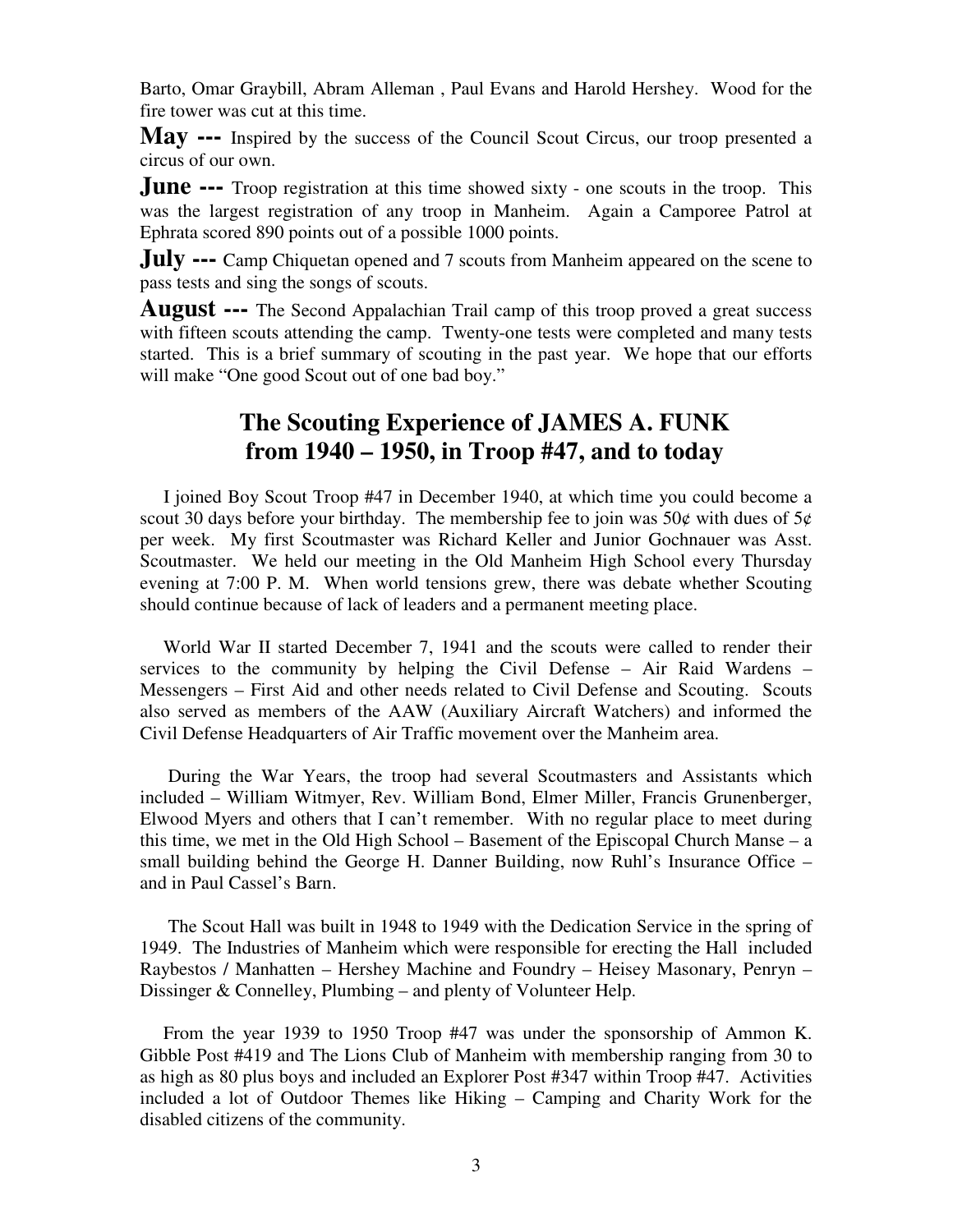Barto, Omar Graybill, Abram Alleman , Paul Evans and Harold Hershey. Wood for the fire tower was cut at this time.

**May ---** Inspired by the success of the Council Scout Circus, our troop presented a circus of our own.

**June ---** Troop registration at this time showed sixty - one scouts in the troop. This was the largest registration of any troop in Manheim. Again a Camporee Patrol at Ephrata scored 890 points out of a possible 1000 points.

**July ---** Camp Chiquetan opened and 7 scouts from Manheim appeared on the scene to pass tests and sing the songs of scouts.

**August ---** The Second Appalachian Trail camp of this troop proved a great success with fifteen scouts attending the camp. Twenty-one tests were completed and many tests started. This is a brief summary of scouting in the past year. We hope that our efforts will make "One good Scout out of one bad boy."

## The Scouting Experience of JAMES A. FUNK from 1940 – 1950, in Troop #47, and to today

I joined Boy Scout Troop #47 in December 1940, at which time you could become a scout 30 days before your birthday. The membership fee to join was 50¢ with dues of 5¢ per week. My first Scoutmaster was Richard Keller and Junior Gochnauer was Asst. Scoutmaster. We held our meeting in the Old Manheim High School every Thursday evening at 7:00 P. M. When world tensions grew, there was debate whether Scouting should continue because of lack of leaders and a permanent meeting place.

World War II started December 7, 1941 and the scouts were called to render their services to the community by helping the Civil Defense – Air Raid Wardens – Messengers – First Aid and other needs related to Civil Defense and Scouting. Scouts also served as members of the AAW (Auxiliary Aircraft Watchers) and informed the Civil Defense Headquarters of Air Traffic movement over the Manheim area.

During the War Years, the troop had several Scoutmasters and Assistants which included – William Witmyer, Rev. William Bond, Elmer Miller, Francis Grunenberger, Elwood Myers and others that I can't remember. With no regular place to meet during this time, we met in the Old High School – Basement of the Episcopal Church Manse – a small building behind the George H. Danner Building, now Ruhl's Insurance Office – and in Paul Cassel's Barn.

The Scout Hall was built in 1948 to 1949 with the Dedication Service in the spring of 1949. The Industries of Manheim which were responsible for erecting the Hall included Raybestos / Manhatten – Hershey Machine and Foundry – Heisey Masonary, Penryn – Dissinger & Connelley, Plumbing – and plenty of Volunteer Help.

From the year 1939 to 1950 Troop #47 was under the sponsorship of Ammon K. Gibble Post #419 and The Lions Club of Manheim with membership ranging from 30 to as high as 80 plus boys and included an Explorer Post #347 within Troop #47. Activities included a lot of Outdoor Themes like Hiking – Camping and Charity Work for the disabled citizens of the community.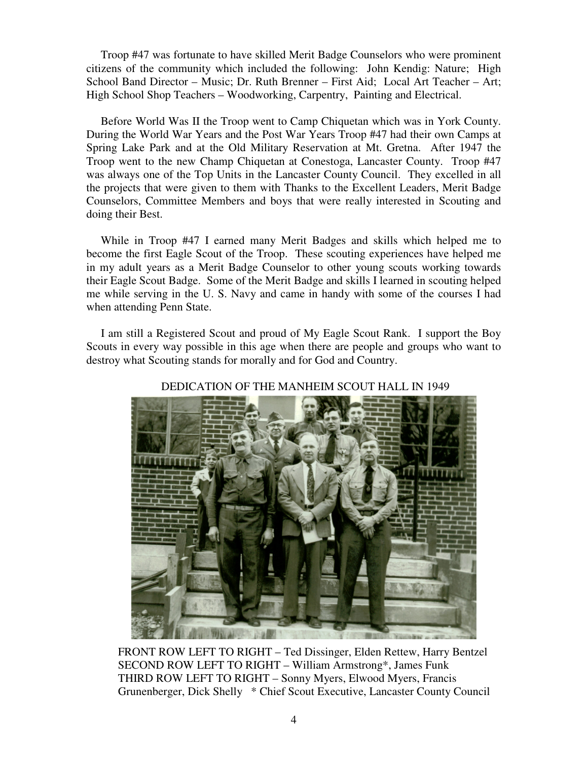Troop #47 was fortunate to have skilled Merit Badge Counselors who were prominent citizens of the community which included the following: John Kendig: Nature; High School Band Director – Music; Dr. Ruth Brenner – First Aid; Local Art Teacher – Art; High School Shop Teachers – Woodworking, Carpentry, Painting and Electrical.

Before World Was II the Troop went to Camp Chiquetan which was in York County. During the World War Years and the Post War Years Troop #47 had their own Camps at Spring Lake Park and at the Old Military Reservation at Mt. Gretna. After 1947 the Troop went to the new Champ Chiquetan at Conestoga, Lancaster County. Troop #47 was always one of the Top Units in the Lancaster County Council. They excelled in all the projects that were given to them with Thanks to the Excellent Leaders, Merit Badge Counselors, Committee Members and boys that were really interested in Scouting and doing their Best.

While in Troop #47 I earned many Merit Badges and skills which helped me to become the first Eagle Scout of the Troop. These scouting experiences have helped me in my adult years as a Merit Badge Counselor to other young scouts working towards their Eagle Scout Badge. Some of the Merit Badge and skills I learned in scouting helped me while serving in the U. S. Navy and came in handy with some of the courses I had when attending Penn State.

I am still a Registered Scout and proud of My Eagle Scout Rank. I support the Boy Scouts in every way possible in this age when there are people and groups who want to destroy what Scouting stands for morally and for God and Country.

DEDICATION OF THE MANHEIM SCOUT HALL IN 1949

FRONT ROW LEFT TO RIGHT – Ted Dissinger, Elden Rettew, Harry Bentzel
SECOND ROW LEFT TO RIGHT – William Armstrong*, James Funk
THIRD ROW LEFT TO RIGHT – Sonny Myers, Elwood Myers, Francis Grunenberger, Dick Shelly * Chief Scout Executive, Lancaster County Council